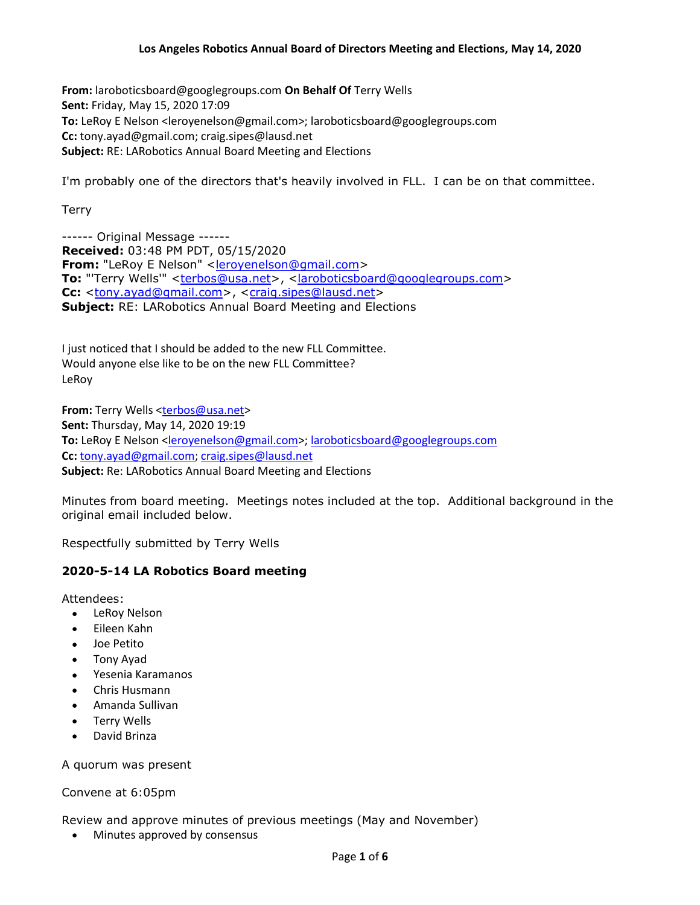**Los Angeles Robotics Annual Board of Directors Meeting and Elections, May 14, 2020**

**From:** laroboticsboard@googlegroups.com **On Behalf Of** Terry Wells
**Sent:** Friday, May 15, 2020 17:09
**To:** LeRoy E Nelson <leroyenelson@gmail.com>; laroboticsboard@googlegroups.com
**Cc:** tony.ayad@gmail.com; craig.sipes@lausd.net
**Subject:** RE: LARobotics Annual Board Meeting and Elections

I'm probably one of the directors that's heavily involved in FLL. I can be on that committee.

Terry

------ Original Message ------
**Received:** 03:48 PM PDT, 05/15/2020
**From:** "LeRoy E Nelson" <leroyenelson@gmail.com>
**To:** "'Terry Wells'" <terbos@usa.net>, <laroboticsboard@googlegroups.com>
**Cc:** <tony.ayad@gmail.com>, <craig.sipes@lausd.net>
**Subject:** RE: LARobotics Annual Board Meeting and Elections

I just noticed that I should be added to the new FLL Committee.
Would anyone else like to be on the new FLL Committee?
LeRoy

**From:** Terry Wells <terbos@usa.net>
**Sent:** Thursday, May 14, 2020 19:19
**To:** LeRoy E Nelson <leroyenelson@gmail.com>; laroboticsboard@googlegroups.com
**Cc:** tony.ayad@gmail.com; craig.sipes@lausd.net
**Subject:** Re: LARobotics Annual Board Meeting and Elections

Minutes from board meeting. Meetings notes included at the top. Additional background in the original email included below.

Respectfully submitted by Terry Wells

### 2020-5-14 LA Robotics Board meeting

Attendees:

- LeRoy Nelson
- Eileen Kahn
- Joe Petito
- Tony Ayad
- Yesenia Karamanos
- Chris Husmann
- Amanda Sullivan
- Terry Wells
- David Brinza

A quorum was present

Convene at 6:05pm

Review and approve minutes of previous meetings (May and November)

- Minutes approved by consensus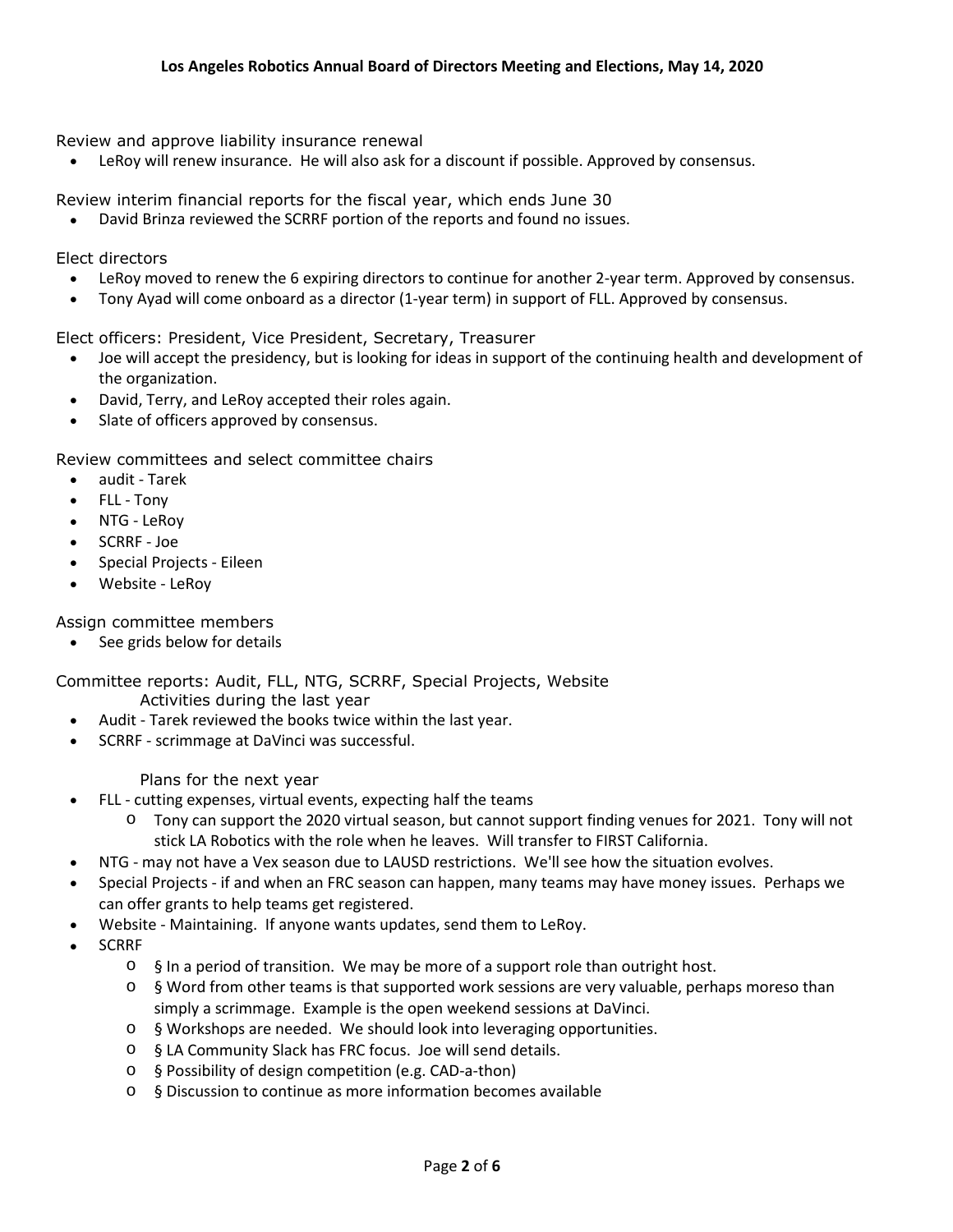Review and approve liability insurance renewal

- LeRoy will renew insurance. He will also ask for a discount if possible. Approved by consensus.

Review interim financial reports for the fiscal year, which ends June 30

- David Brinza reviewed the SCRRF portion of the reports and found no issues.

Elect directors

- LeRoy moved to renew the 6 expiring directors to continue for another 2-year term. Approved by consensus.
- Tony Ayad will come onboard as a director (1-year term) in support of FLL. Approved by consensus.

Elect officers: President, Vice President, Secretary, Treasurer

- Joe will accept the presidency, but is looking for ideas in support of the continuing health and development of the organization.
- David, Terry, and LeRoy accepted their roles again.
- Slate of officers approved by consensus.

Review committees and select committee chairs

- audit - Tarek
- FLL - Tony
- NTG - LeRoy
- SCRRF - Joe
- Special Projects - Eileen
- Website - LeRoy

Assign committee members

- See grids below for details

Committee reports: Audit, FLL, NTG, SCRRF, Special Projects, Website

Activities during the last year

- Audit - Tarek reviewed the books twice within the last year.
- SCRRF - scrimmage at DaVinci was successful.

Plans for the next year

- FLL - cutting expenses, virtual events, expecting half the teams
  - Tony can support the 2020 virtual season, but cannot support finding venues for 2021. Tony will not stick LA Robotics with the role when he leaves. Will transfer to FIRST California.
- NTG - may not have a Vex season due to LAUSD restrictions. We'll see how the situation evolves.
- Special Projects - if and when an FRC season can happen, many teams may have money issues. Perhaps we can offer grants to help teams get registered.
- Website - Maintaining. If anyone wants updates, send them to LeRoy.
- SCRRF
  - § In a period of transition. We may be more of a support role than outright host.
  - § Word from other teams is that supported work sessions are very valuable, perhaps moreso than simply a scrimmage. Example is the open weekend sessions at DaVinci.
  - § Workshops are needed. We should look into leveraging opportunities.
  - § LA Community Slack has FRC focus. Joe will send details.
  - § Possibility of design competition (e.g. CAD-a-thon)
  - § Discussion to continue as more information becomes available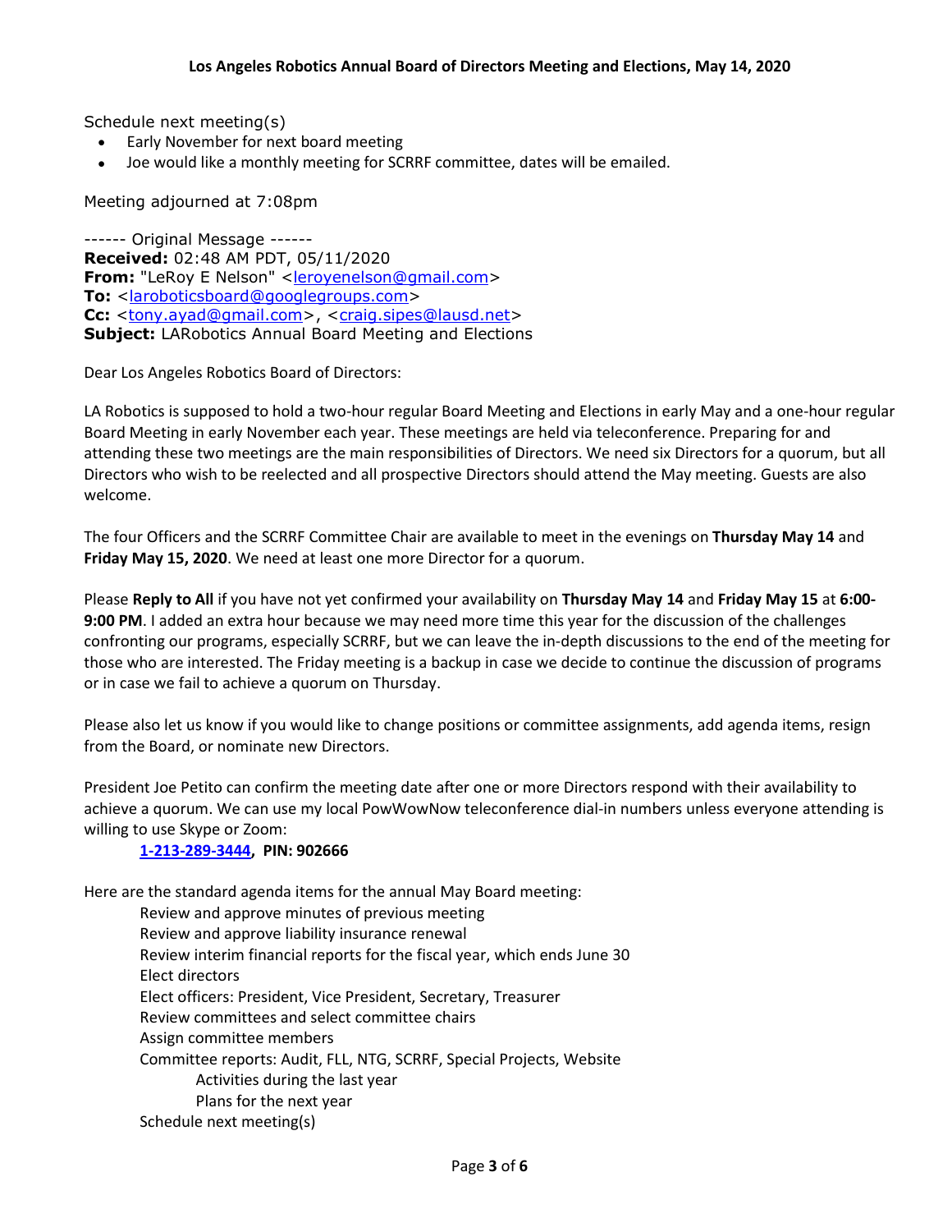Schedule next meeting(s)

- Early November for next board meeting
- Joe would like a monthly meeting for SCRRF committee, dates will be emailed.

Meeting adjourned at 7:08pm

------ Original Message ------
**Received:** 02:48 AM PDT, 05/11/2020
**From:** "LeRoy E Nelson" <leroyenelson@gmail.com>
**To:** <laroboticsboard@googlegroups.com>
**Cc:** <tony.ayad@gmail.com>, <craig.sipes@lausd.net>
**Subject:** LARobotics Annual Board Meeting and Elections

Dear Los Angeles Robotics Board of Directors:

LA Robotics is supposed to hold a two-hour regular Board Meeting and Elections in early May and a one-hour regular Board Meeting in early November each year. These meetings are held via teleconference. Preparing for and attending these two meetings are the main responsibilities of Directors. We need six Directors for a quorum, but all Directors who wish to be reelected and all prospective Directors should attend the May meeting. Guests are also welcome.

The four Officers and the SCRRF Committee Chair are available to meet in the evenings on **Thursday May 14** and **Friday May 15, 2020**. We need at least one more Director for a quorum.

Please **Reply to All** if you have not yet confirmed your availability on **Thursday May 14** and **Friday May 15** at **6:00-9:00 PM**. I added an extra hour because we may need more time this year for the discussion of the challenges confronting our programs, especially SCRRF, but we can leave the in-depth discussions to the end of the meeting for those who are interested. The Friday meeting is a backup in case we decide to continue the discussion of programs or in case we fail to achieve a quorum on Thursday.

Please also let us know if you would like to change positions or committee assignments, add agenda items, resign from the Board, or nominate new Directors.

President Joe Petito can confirm the meeting date after one or more Directors respond with their availability to achieve a quorum. We can use my local PowWowNow teleconference dial-in numbers unless everyone attending is willing to use Skype or Zoom:

**1-213-289-3444, PIN: 902666**

Here are the standard agenda items for the annual May Board meeting:

- Review and approve minutes of previous meeting
- Review and approve liability insurance renewal
- Review interim financial reports for the fiscal year, which ends June 30
- Elect directors
- Elect officers: President, Vice President, Secretary, Treasurer
- Review committees and select committee chairs
- Assign committee members
- Committee reports: Audit, FLL, NTG, SCRRF, Special Projects, Website
    - Activities during the last year
    - Plans for the next year
- Schedule next meeting(s)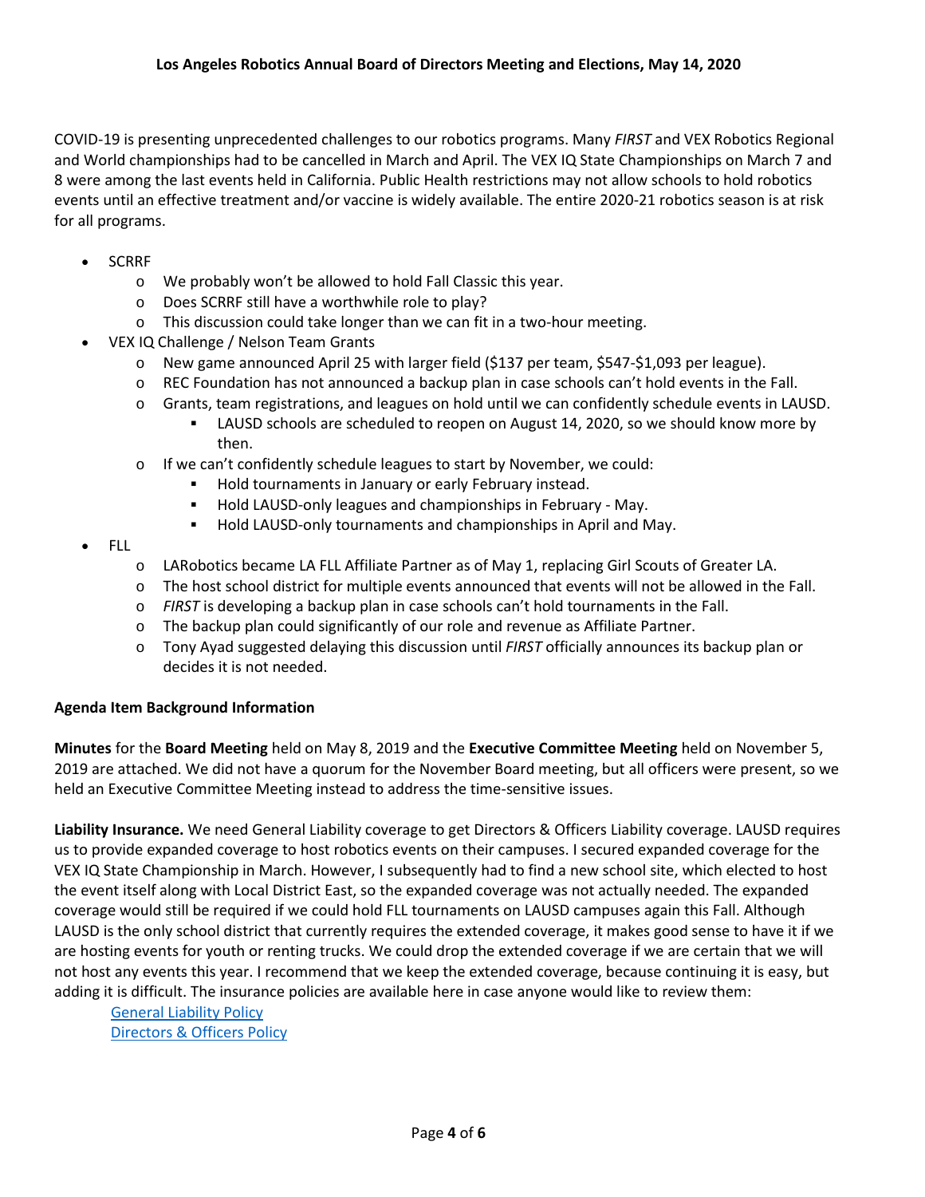COVID-19 is presenting unprecedented challenges to our robotics programs. Many *FIRST* and VEX Robotics Regional and World championships had to be cancelled in March and April. The VEX IQ State Championships on March 7 and 8 were among the last events held in California. Public Health restrictions may not allow schools to hold robotics events until an effective treatment and/or vaccine is widely available. The entire 2020-21 robotics season is at risk for all programs.

- SCRRF
  - We probably won't be allowed to hold Fall Classic this year.
  - Does SCRRF still have a worthwhile role to play?
  - This discussion could take longer than we can fit in a two-hour meeting.
- VEX IQ Challenge / Nelson Team Grants
  - New game announced April 25 with larger field ($137 per team, $547-$1,093 per league).
  - REC Foundation has not announced a backup plan in case schools can't hold events in the Fall.
  - Grants, team registrations, and leagues on hold until we can confidently schedule events in LAUSD.
    - LAUSD schools are scheduled to reopen on August 14, 2020, so we should know more by then.
  - If we can't confidently schedule leagues to start by November, we could:
    - Hold tournaments in January or early February instead.
    - Hold LAUSD-only leagues and championships in February - May.
    - Hold LAUSD-only tournaments and championships in April and May.
- FLL
  - LARobotics became LA FLL Affiliate Partner as of May 1, replacing Girl Scouts of Greater LA.
  - The host school district for multiple events announced that events will not be allowed in the Fall.
  - *FIRST* is developing a backup plan in case schools can't hold tournaments in the Fall.
  - The backup plan could significantly of our role and revenue as Affiliate Partner.
  - Tony Ayad suggested delaying this discussion until *FIRST* officially announces its backup plan or decides it is not needed.

**Agenda Item Background Information**

**Minutes** for the **Board Meeting** held on May 8, 2019 and the **Executive Committee Meeting** held on November 5, 2019 are attached. We did not have a quorum for the November Board meeting, but all officers were present, so we held an Executive Committee Meeting instead to address the time-sensitive issues.

**Liability Insurance.** We need General Liability coverage to get Directors & Officers Liability coverage. LAUSD requires us to provide expanded coverage to host robotics events on their campuses. I secured expanded coverage for the VEX IQ State Championship in March. However, I subsequently had to find a new school site, which elected to host the event itself along with Local District East, so the expanded coverage was not actually needed. The expanded coverage would still be required if we could hold FLL tournaments on LAUSD campuses again this Fall. Although LAUSD is the only school district that currently requires the extended coverage, it makes good sense to have it if we are hosting events for youth or renting trucks. We could drop the extended coverage if we are certain that we will not host any events this year. I recommend that we keep the extended coverage, because continuing it is easy, but adding it is difficult. The insurance policies are available here in case anyone would like to review them:

General Liability Policy
Directors & Officers Policy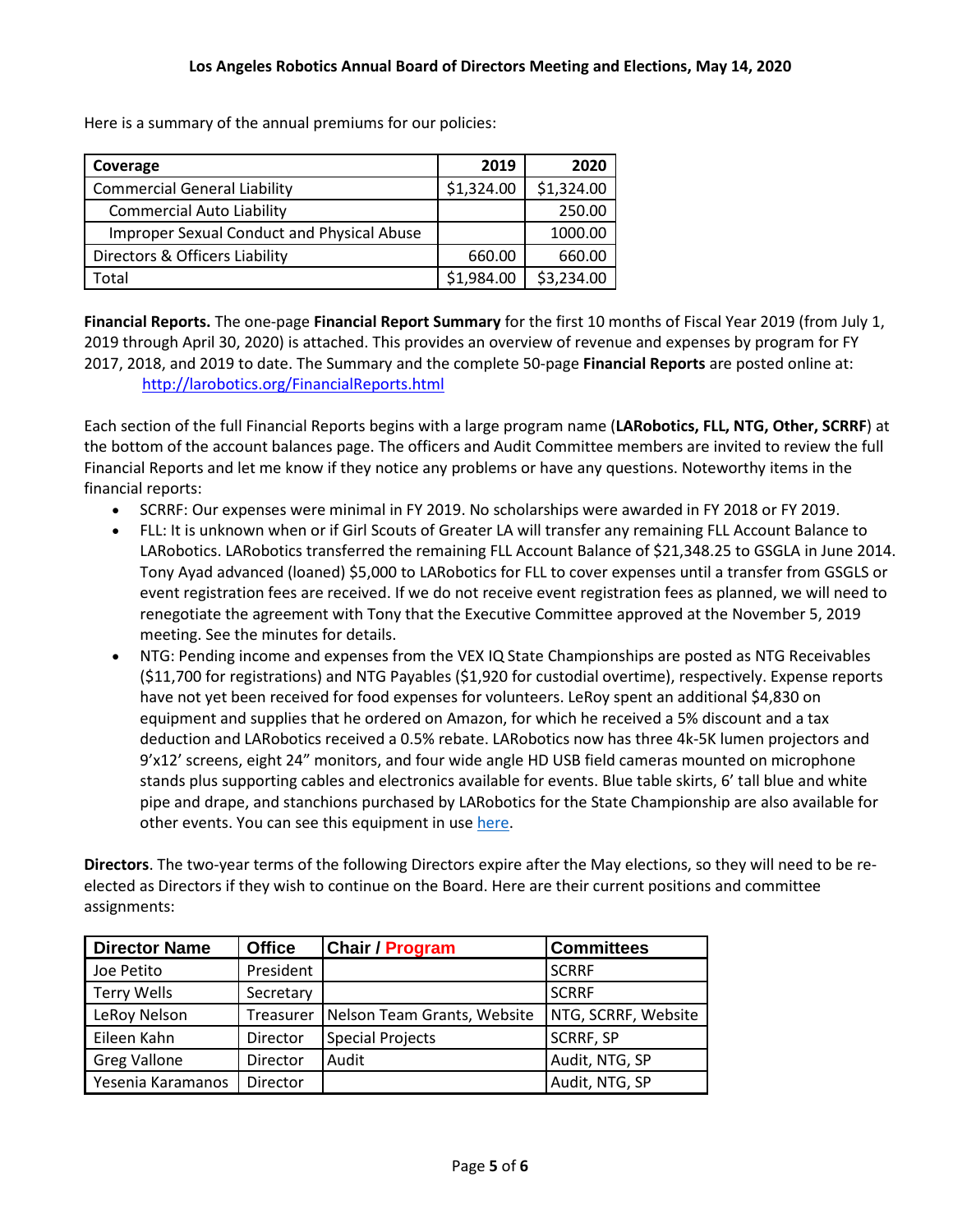Here is a summary of the annual premiums for our policies:

| Coverage | 2019 | 2020 |
|---|---|---|
| Commercial General Liability | $1,324.00 | $1,324.00 |
| Commercial Auto Liability | | 250.00 |
| Improper Sexual Conduct and Physical Abuse | | 1000.00 |
| Directors & Officers Liability | 660.00 | 660.00 |
| Total | $1,984.00 | $3,234.00 |

**Financial Reports.** The one-page **Financial Report Summary** for the first 10 months of Fiscal Year 2019 (from July 1, 2019 through April 30, 2020) is attached. This provides an overview of revenue and expenses by program for FY 2017, 2018, and 2019 to date. The Summary and the complete 50-page **Financial Reports** are posted online at: http://larobotics.org/FinancialReports.html

Each section of the full Financial Reports begins with a large program name (**LARobotics, FLL, NTG, Other, SCRRF**) at the bottom of the account balances page. The officers and Audit Committee members are invited to review the full Financial Reports and let me know if they notice any problems or have any questions. Noteworthy items in the financial reports:

- SCRRF: Our expenses were minimal in FY 2019. No scholarships were awarded in FY 2018 or FY 2019.
- FLL: It is unknown when or if Girl Scouts of Greater LA will transfer any remaining FLL Account Balance to LARobotics. LARobotics transferred the remaining FLL Account Balance of $21,348.25 to GSGLA in June 2014. Tony Ayad advanced (loaned) $5,000 to LARobotics for FLL to cover expenses until a transfer from GSGLS or event registration fees are received. If we do not receive event registration fees as planned, we will need to renegotiate the agreement with Tony that the Executive Committee approved at the November 5, 2019 meeting. See the minutes for details.
- NTG: Pending income and expenses from the VEX IQ State Championships are posted as NTG Receivables ($11,700 for registrations) and NTG Payables ($1,920 for custodial overtime), respectively. Expense reports have not yet been received for food expenses for volunteers. LeRoy spent an additional $4,830 on equipment and supplies that he ordered on Amazon, for which he received a 5% discount and a tax deduction and LARobotics received a 0.5% rebate. LARobotics now has three 4k-5K lumen projectors and 9'x12' screens, eight 24" monitors, and four wide angle HD USB field cameras mounted on microphone stands plus supporting cables and electronics available for events. Blue table skirts, 6' tall blue and white pipe and drape, and stanchions purchased by LARobotics for the State Championship are also available for other events. You can see this equipment in use here.

**Directors**. The two-year terms of the following Directors expire after the May elections, so they will need to be re-elected as Directors if they wish to continue on the Board. Here are their current positions and committee assignments:

| Director Name | Office | Chair / Program | Committees |
|---|---|---|---|
| Joe Petito | President | | SCRRF |
| Terry Wells | Secretary | | SCRRF |
| LeRoy Nelson | Treasurer | Nelson Team Grants, Website | NTG, SCRRF, Website |
| Eileen Kahn | Director | Special Projects | SCRRF, SP |
| Greg Vallone | Director | Audit | Audit, NTG, SP |
| Yesenia Karamanos | Director | | Audit, NTG, SP |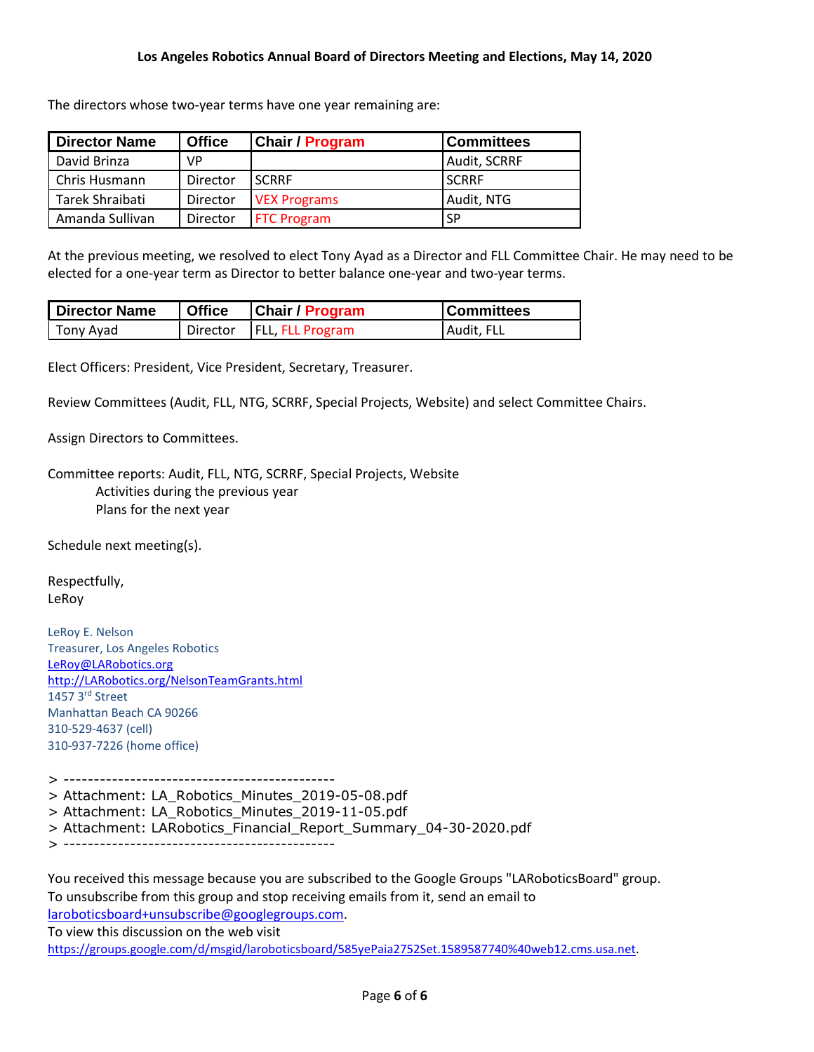The directors whose two-year terms have one year remaining are:

| Director Name | Office | Chair / Program | Committees |
|---|---|---|---|
| David Brinza | VP | | Audit, SCRRF |
| Chris Husmann | Director | SCRRF | SCRRF |
| Tarek Shraibati | Director | VEX Programs | Audit, NTG |
| Amanda Sullivan | Director | FTC Program | SP |

At the previous meeting, we resolved to elect Tony Ayad as a Director and FLL Committee Chair. He may need to be elected for a one-year term as Director to better balance one-year and two-year terms.

| Director Name | Office | Chair / Program | Committees |
|---|---|---|---|
| Tony Ayad | Director | FLL, FLL Program | Audit, FLL |

Elect Officers: President, Vice President, Secretary, Treasurer.

Review Committees (Audit, FLL, NTG, SCRRF, Special Projects, Website) and select Committee Chairs.

Assign Directors to Committees.

Committee reports: Audit, FLL, NTG, SCRRF, Special Projects, Website
  Activities during the previous year
  Plans for the next year

Schedule next meeting(s).

Respectfully,
LeRoy

LeRoy E. Nelson
Treasurer, Los Angeles Robotics
LeRoy@LARobotics.org
http://LARobotics.org/NelsonTeamGrants.html
1457 3rd Street
Manhattan Beach CA 90266
310-529-4637 (cell)
310-937-7226 (home office)

> ---------------------------------------------
> Attachment: LA_Robotics_Minutes_2019-05-08.pdf
> Attachment: LA_Robotics_Minutes_2019-11-05.pdf
> Attachment: LARobotics_Financial_Report_Summary_04-30-2020.pdf
> ---------------------------------------------

You received this message because you are subscribed to the Google Groups "LARoboticsBoard" group.
To unsubscribe from this group and stop receiving emails from it, send an email to laroboticsboard+unsubscribe@googlegroups.com.
To view this discussion on the web visit https://groups.google.com/d/msgid/laroboticsboard/585yePaia2752Set.1589587740%40web12.cms.usa.net.